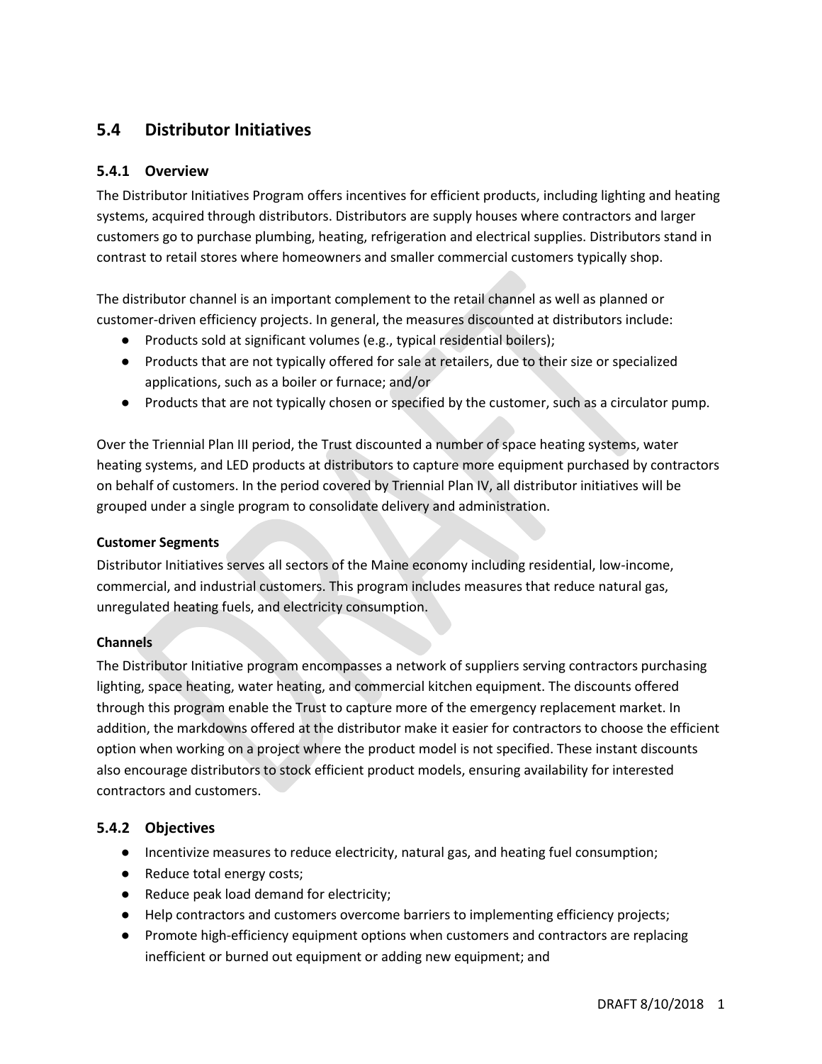## 5.4 Distributor Initiatives

### 5.4.1 Overview

The Distributor Initiatives Program offers incentives for efficient products, including lighting and heating systems, acquired through distributors. Distributors are supply houses where contractors and larger customers go to purchase plumbing, heating, refrigeration and electrical supplies. Distributors stand in contrast to retail stores where homeowners and smaller commercial customers typically shop.

The distributor channel is an important complement to the retail channel as well as planned or customer-driven efficiency projects. In general, the measures discounted at distributors include:

- Products sold at significant volumes (e.g., typical residential boilers);
- Products that are not typically offered for sale at retailers, due to their size or specialized applications, such as a boiler or furnace; and/or
- Products that are not typically chosen or specified by the customer, such as a circulator pump.

Over the Triennial Plan III period, the Trust discounted a number of space heating systems, water heating systems, and LED products at distributors to capture more equipment purchased by contractors on behalf of customers. In the period covered by Triennial Plan IV, all distributor initiatives will be grouped under a single program to consolidate delivery and administration.

**Customer Segments**

Distributor Initiatives serves all sectors of the Maine economy including residential, low-income, commercial, and industrial customers. This program includes measures that reduce natural gas, unregulated heating fuels, and electricity consumption.

**Channels**

The Distributor Initiative program encompasses a network of suppliers serving contractors purchasing lighting, space heating, water heating, and commercial kitchen equipment. The discounts offered through this program enable the Trust to capture more of the emergency replacement market. In addition, the markdowns offered at the distributor make it easier for contractors to choose the efficient option when working on a project where the product model is not specified. These instant discounts also encourage distributors to stock efficient product models, ensuring availability for interested contractors and customers.

### 5.4.2 Objectives

- Incentivize measures to reduce electricity, natural gas, and heating fuel consumption;
- Reduce total energy costs;
- Reduce peak load demand for electricity;
- Help contractors and customers overcome barriers to implementing efficiency projects;
- Promote high-efficiency equipment options when customers and contractors are replacing inefficient or burned out equipment or adding new equipment; and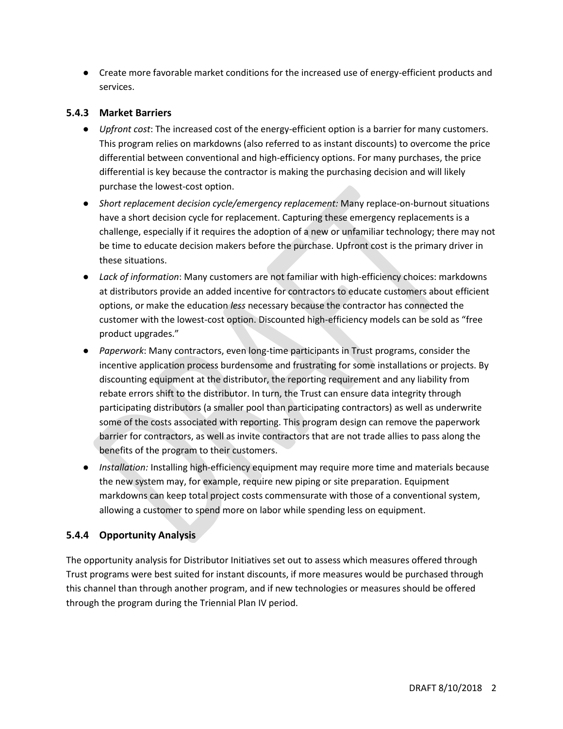- Create more favorable market conditions for the increased use of energy-efficient products and services.

### 5.4.3 Market Barriers

- *Upfront cost*: The increased cost of the energy-efficient option is a barrier for many customers. This program relies on markdowns (also referred to as instant discounts) to overcome the price differential between conventional and high-efficiency options. For many purchases, the price differential is key because the contractor is making the purchasing decision and will likely purchase the lowest-cost option.
- *Short replacement decision cycle/emergency replacement:* Many replace-on-burnout situations have a short decision cycle for replacement. Capturing these emergency replacements is a challenge, especially if it requires the adoption of a new or unfamiliar technology; there may not be time to educate decision makers before the purchase. Upfront cost is the primary driver in these situations.
- *Lack of information*: Many customers are not familiar with high-efficiency choices: markdowns at distributors provide an added incentive for contractors to educate customers about efficient options, or make the education *less* necessary because the contractor has connected the customer with the lowest-cost option. Discounted high-efficiency models can be sold as "free product upgrades."
- *Paperwork*: Many contractors, even long-time participants in Trust programs, consider the incentive application process burdensome and frustrating for some installations or projects. By discounting equipment at the distributor, the reporting requirement and any liability from rebate errors shift to the distributor. In turn, the Trust can ensure data integrity through participating distributors (a smaller pool than participating contractors) as well as underwrite some of the costs associated with reporting. This program design can remove the paperwork barrier for contractors, as well as invite contractors that are not trade allies to pass along the benefits of the program to their customers.
- *Installation:* Installing high-efficiency equipment may require more time and materials because the new system may, for example, require new piping or site preparation. Equipment markdowns can keep total project costs commensurate with those of a conventional system, allowing a customer to spend more on labor while spending less on equipment.

### 5.4.4 Opportunity Analysis

The opportunity analysis for Distributor Initiatives set out to assess which measures offered through Trust programs were best suited for instant discounts, if more measures would be purchased through this channel than through another program, and if new technologies or measures should be offered through the program during the Triennial Plan IV period.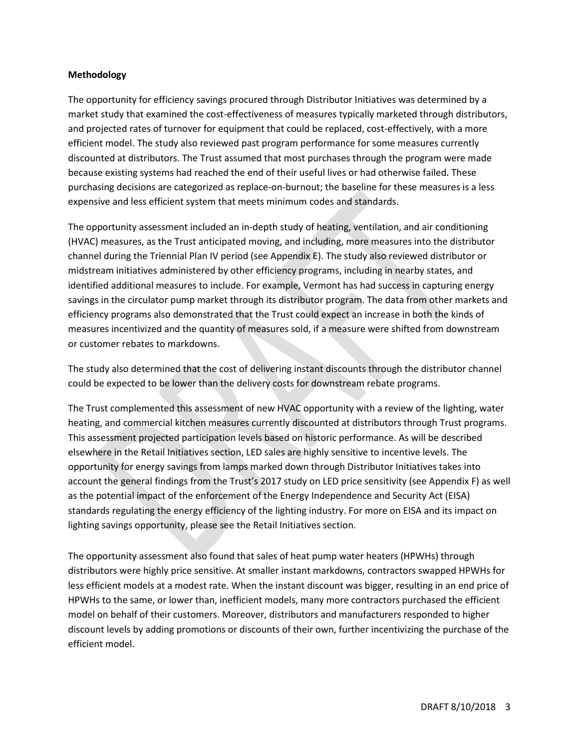**Methodology**

The opportunity for efficiency savings procured through Distributor Initiatives was determined by a market study that examined the cost-effectiveness of measures typically marketed through distributors, and projected rates of turnover for equipment that could be replaced, cost-effectively, with a more efficient model. The study also reviewed past program performance for some measures currently discounted at distributors. The Trust assumed that most purchases through the program were made because existing systems had reached the end of their useful lives or had otherwise failed. These purchasing decisions are categorized as replace-on-burnout; the baseline for these measures is a less expensive and less efficient system that meets minimum codes and standards.

The opportunity assessment included an in-depth study of heating, ventilation, and air conditioning (HVAC) measures, as the Trust anticipated moving, and including, more measures into the distributor channel during the Triennial Plan IV period (see Appendix E). The study also reviewed distributor or midstream initiatives administered by other efficiency programs, including in nearby states, and identified additional measures to include. For example, Vermont has had success in capturing energy savings in the circulator pump market through its distributor program. The data from other markets and efficiency programs also demonstrated that the Trust could expect an increase in both the kinds of measures incentivized and the quantity of measures sold, if a measure were shifted from downstream or customer rebates to markdowns.

The study also determined that the cost of delivering instant discounts through the distributor channel could be expected to be lower than the delivery costs for downstream rebate programs.

The Trust complemented this assessment of new HVAC opportunity with a review of the lighting, water heating, and commercial kitchen measures currently discounted at distributors through Trust programs. This assessment projected participation levels based on historic performance. As will be described elsewhere in the Retail Initiatives section, LED sales are highly sensitive to incentive levels. The opportunity for energy savings from lamps marked down through Distributor Initiatives takes into account the general findings from the Trust's 2017 study on LED price sensitivity (see Appendix F) as well as the potential impact of the enforcement of the Energy Independence and Security Act (EISA) standards regulating the energy efficiency of the lighting industry. For more on EISA and its impact on lighting savings opportunity, please see the Retail Initiatives section.

The opportunity assessment also found that sales of heat pump water heaters (HPWHs) through distributors were highly price sensitive. At smaller instant markdowns, contractors swapped HPWHs for less efficient models at a modest rate. When the instant discount was bigger, resulting in an end price of HPWHs to the same, or lower than, inefficient models, many more contractors purchased the efficient model on behalf of their customers. Moreover, distributors and manufacturers responded to higher discount levels by adding promotions or discounts of their own, further incentivizing the purchase of the efficient model.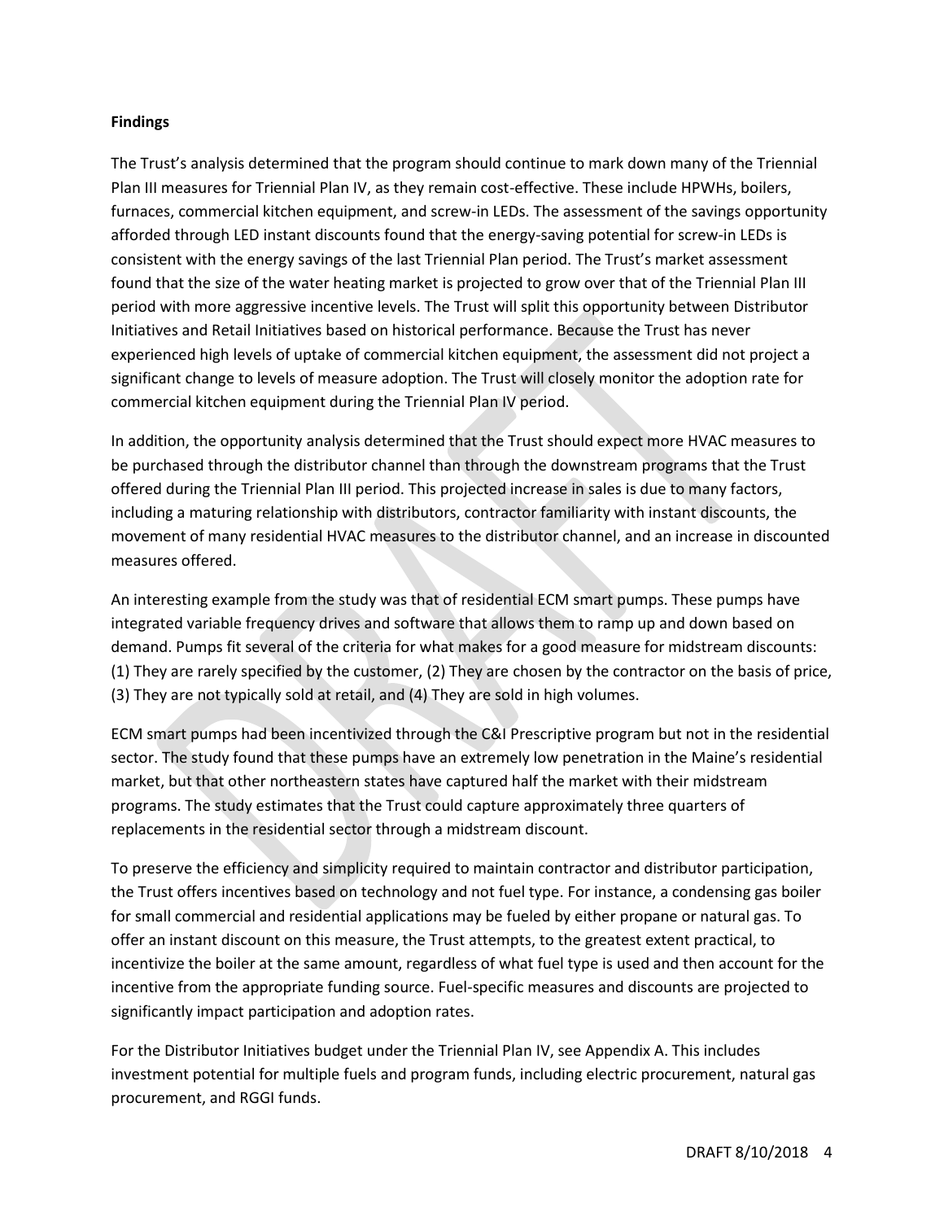**Findings**

The Trust's analysis determined that the program should continue to mark down many of the Triennial Plan III measures for Triennial Plan IV, as they remain cost-effective. These include HPWHs, boilers, furnaces, commercial kitchen equipment, and screw-in LEDs. The assessment of the savings opportunity afforded through LED instant discounts found that the energy-saving potential for screw-in LEDs is consistent with the energy savings of the last Triennial Plan period. The Trust's market assessment found that the size of the water heating market is projected to grow over that of the Triennial Plan III period with more aggressive incentive levels. The Trust will split this opportunity between Distributor Initiatives and Retail Initiatives based on historical performance. Because the Trust has never experienced high levels of uptake of commercial kitchen equipment, the assessment did not project a significant change to levels of measure adoption. The Trust will closely monitor the adoption rate for commercial kitchen equipment during the Triennial Plan IV period.

In addition, the opportunity analysis determined that the Trust should expect more HVAC measures to be purchased through the distributor channel than through the downstream programs that the Trust offered during the Triennial Plan III period. This projected increase in sales is due to many factors, including a maturing relationship with distributors, contractor familiarity with instant discounts, the movement of many residential HVAC measures to the distributor channel, and an increase in discounted measures offered.

An interesting example from the study was that of residential ECM smart pumps. These pumps have integrated variable frequency drives and software that allows them to ramp up and down based on demand. Pumps fit several of the criteria for what makes for a good measure for midstream discounts: (1) They are rarely specified by the customer, (2) They are chosen by the contractor on the basis of price, (3) They are not typically sold at retail, and (4) They are sold in high volumes.

ECM smart pumps had been incentivized through the C&I Prescriptive program but not in the residential sector. The study found that these pumps have an extremely low penetration in the Maine's residential market, but that other northeastern states have captured half the market with their midstream programs. The study estimates that the Trust could capture approximately three quarters of replacements in the residential sector through a midstream discount.

To preserve the efficiency and simplicity required to maintain contractor and distributor participation, the Trust offers incentives based on technology and not fuel type. For instance, a condensing gas boiler for small commercial and residential applications may be fueled by either propane or natural gas. To offer an instant discount on this measure, the Trust attempts, to the greatest extent practical, to incentivize the boiler at the same amount, regardless of what fuel type is used and then account for the incentive from the appropriate funding source. Fuel-specific measures and discounts are projected to significantly impact participation and adoption rates.

For the Distributor Initiatives budget under the Triennial Plan IV, see Appendix A. This includes investment potential for multiple fuels and program funds, including electric procurement, natural gas procurement, and RGGI funds.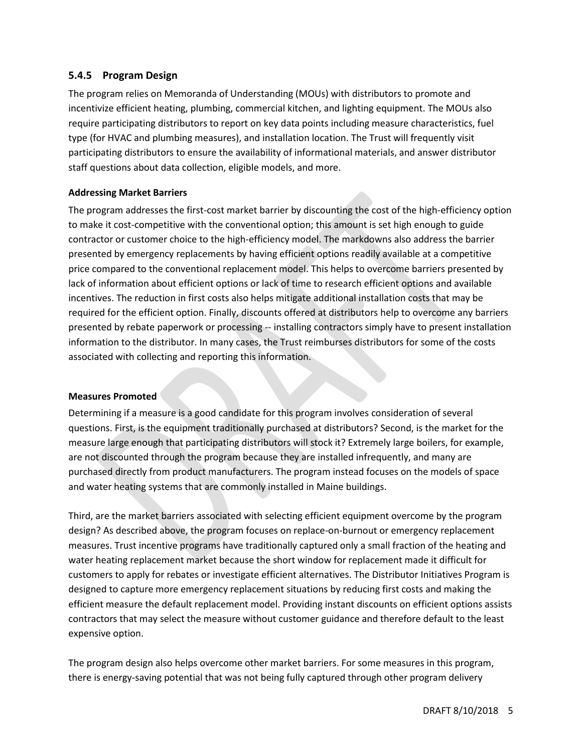### 5.4.5 Program Design

The program relies on Memoranda of Understanding (MOUs) with distributors to promote and incentivize efficient heating, plumbing, commercial kitchen, and lighting equipment. The MOUs also require participating distributors to report on key data points including measure characteristics, fuel type (for HVAC and plumbing measures), and installation location. The Trust will frequently visit participating distributors to ensure the availability of informational materials, and answer distributor staff questions about data collection, eligible models, and more.

**Addressing Market Barriers**

The program addresses the first-cost market barrier by discounting the cost of the high-efficiency option to make it cost-competitive with the conventional option; this amount is set high enough to guide contractor or customer choice to the high-efficiency model. The markdowns also address the barrier presented by emergency replacements by having efficient options readily available at a competitive price compared to the conventional replacement model. This helps to overcome barriers presented by lack of information about efficient options or lack of time to research efficient options and available incentives. The reduction in first costs also helps mitigate additional installation costs that may be required for the efficient option. Finally, discounts offered at distributors help to overcome any barriers presented by rebate paperwork or processing -- installing contractors simply have to present installation information to the distributor. In many cases, the Trust reimburses distributors for some of the costs associated with collecting and reporting this information.

**Measures Promoted**

Determining if a measure is a good candidate for this program involves consideration of several questions. First, is the equipment traditionally purchased at distributors? Second, is the market for the measure large enough that participating distributors will stock it? Extremely large boilers, for example, are not discounted through the program because they are installed infrequently, and many are purchased directly from product manufacturers. The program instead focuses on the models of space and water heating systems that are commonly installed in Maine buildings.

Third, are the market barriers associated with selecting efficient equipment overcome by the program design? As described above, the program focuses on replace-on-burnout or emergency replacement measures. Trust incentive programs have traditionally captured only a small fraction of the heating and water heating replacement market because the short window for replacement made it difficult for customers to apply for rebates or investigate efficient alternatives. The Distributor Initiatives Program is designed to capture more emergency replacement situations by reducing first costs and making the efficient measure the default replacement model. Providing instant discounts on efficient options assists contractors that may select the measure without customer guidance and therefore default to the least expensive option.

The program design also helps overcome other market barriers. For some measures in this program, there is energy-saving potential that was not being fully captured through other program delivery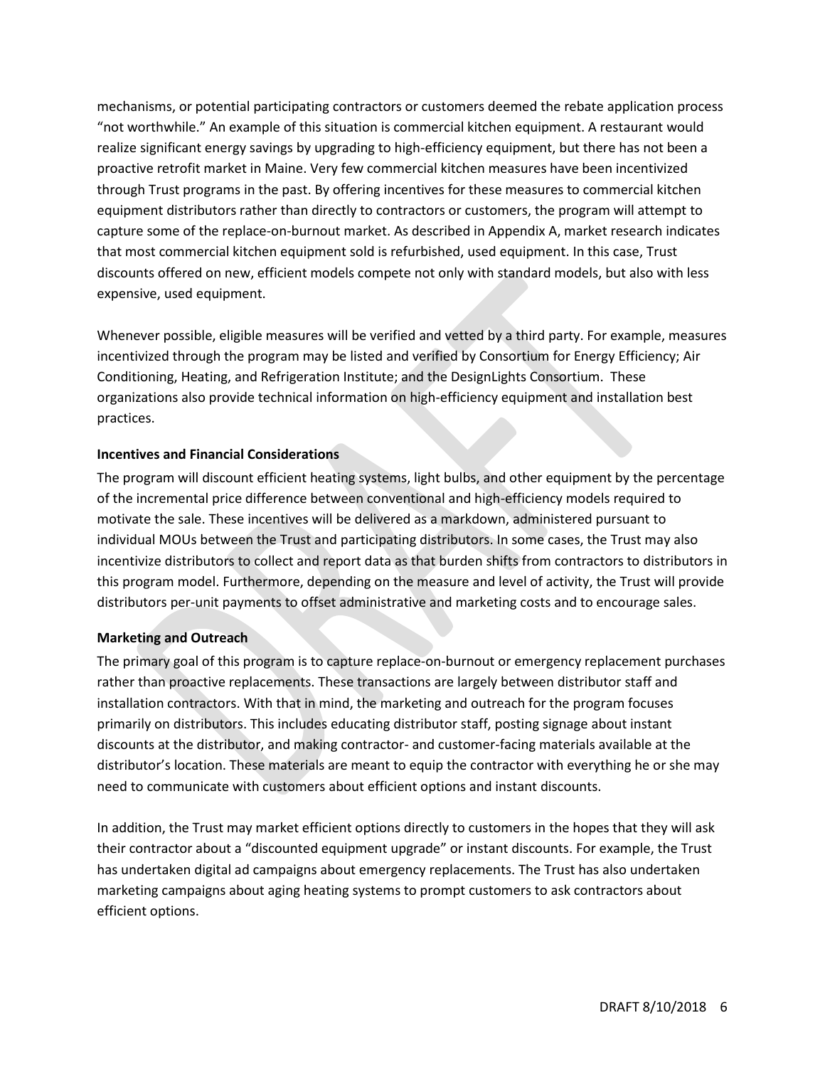mechanisms, or potential participating contractors or customers deemed the rebate application process "not worthwhile." An example of this situation is commercial kitchen equipment. A restaurant would realize significant energy savings by upgrading to high-efficiency equipment, but there has not been a proactive retrofit market in Maine. Very few commercial kitchen measures have been incentivized through Trust programs in the past. By offering incentives for these measures to commercial kitchen equipment distributors rather than directly to contractors or customers, the program will attempt to capture some of the replace-on-burnout market. As described in Appendix A, market research indicates that most commercial kitchen equipment sold is refurbished, used equipment. In this case, Trust discounts offered on new, efficient models compete not only with standard models, but also with less expensive, used equipment.

Whenever possible, eligible measures will be verified and vetted by a third party. For example, measures incentivized through the program may be listed and verified by Consortium for Energy Efficiency; Air Conditioning, Heating, and Refrigeration Institute; and the DesignLights Consortium. These organizations also provide technical information on high-efficiency equipment and installation best practices.

**Incentives and Financial Considerations**

The program will discount efficient heating systems, light bulbs, and other equipment by the percentage of the incremental price difference between conventional and high-efficiency models required to motivate the sale. These incentives will be delivered as a markdown, administered pursuant to individual MOUs between the Trust and participating distributors. In some cases, the Trust may also incentivize distributors to collect and report data as that burden shifts from contractors to distributors in this program model. Furthermore, depending on the measure and level of activity, the Trust will provide distributors per-unit payments to offset administrative and marketing costs and to encourage sales.

**Marketing and Outreach**

The primary goal of this program is to capture replace-on-burnout or emergency replacement purchases rather than proactive replacements. These transactions are largely between distributor staff and installation contractors. With that in mind, the marketing and outreach for the program focuses primarily on distributors. This includes educating distributor staff, posting signage about instant discounts at the distributor, and making contractor- and customer-facing materials available at the distributor's location. These materials are meant to equip the contractor with everything he or she may need to communicate with customers about efficient options and instant discounts.

In addition, the Trust may market efficient options directly to customers in the hopes that they will ask their contractor about a "discounted equipment upgrade" or instant discounts. For example, the Trust has undertaken digital ad campaigns about emergency replacements. The Trust has also undertaken marketing campaigns about aging heating systems to prompt customers to ask contractors about efficient options.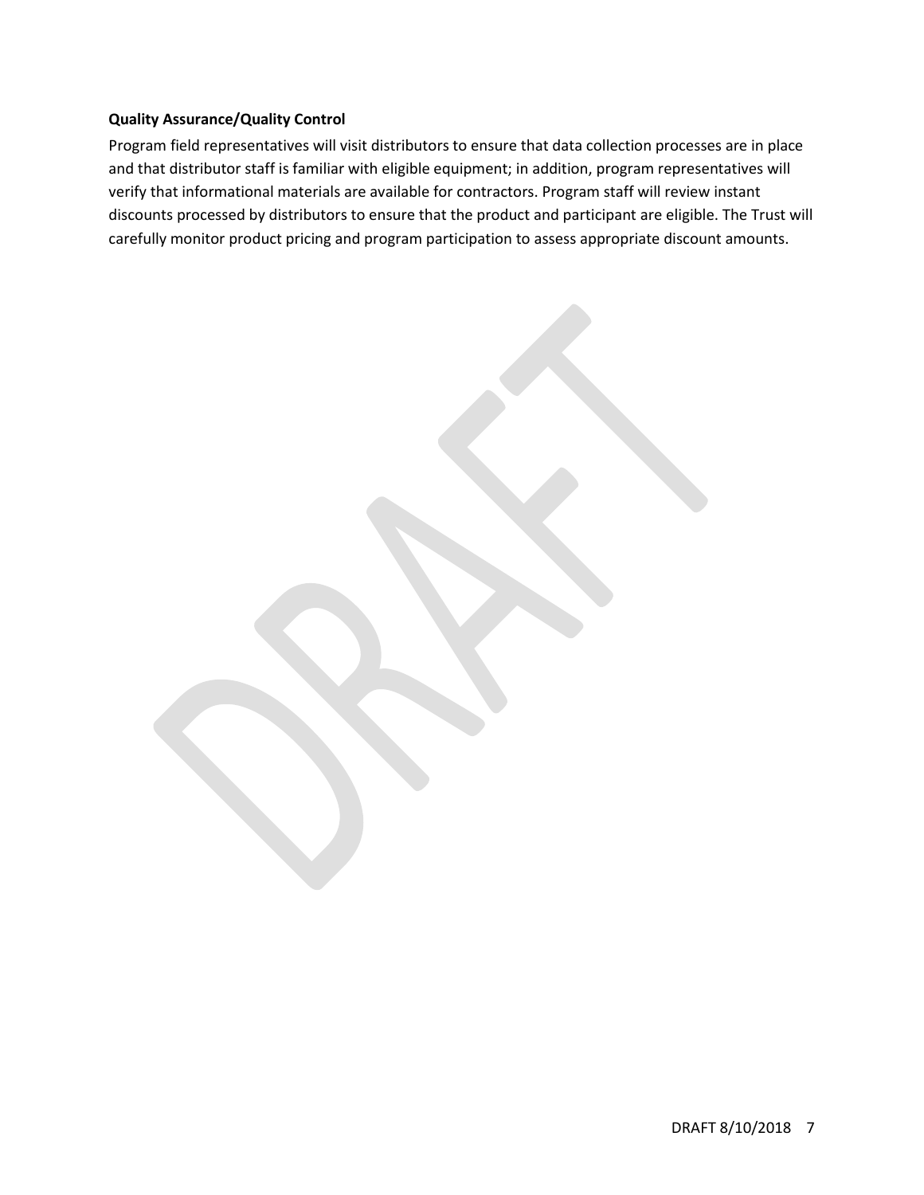**Quality Assurance/Quality Control**

Program field representatives will visit distributors to ensure that data collection processes are in place and that distributor staff is familiar with eligible equipment; in addition, program representatives will verify that informational materials are available for contractors. Program staff will review instant discounts processed by distributors to ensure that the product and participant are eligible. The Trust will carefully monitor product pricing and program participation to assess appropriate discount amounts.